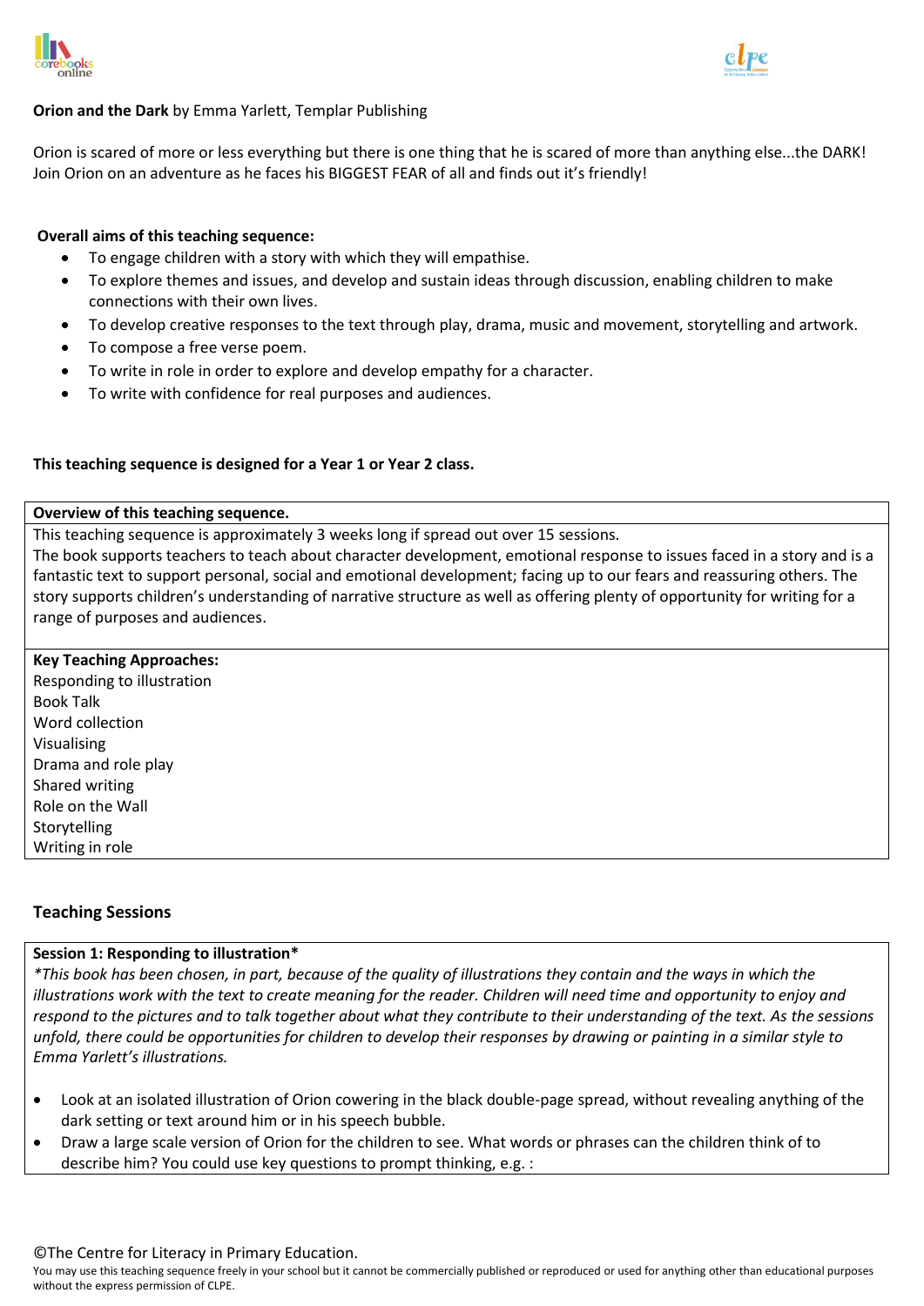**Orion and the Dark** by Emma Yarlett, Templar Publishing

Orion is scared of more or less everything but there is one thing that he is scared of more than anything else...the DARK! Join Orion on an adventure as he faces his BIGGEST FEAR of all and finds out it's friendly!

**Overall aims of this teaching sequence:**

- To engage children with a story with which they will empathise.
- To explore themes and issues, and develop and sustain ideas through discussion, enabling children to make connections with their own lives.
- To develop creative responses to the text through play, drama, music and movement, storytelling and artwork.
- To compose a free verse poem.
- To write in role in order to explore and develop empathy for a character.
- To write with confidence for real purposes and audiences.

**This teaching sequence is designed for a Year 1 or Year 2 class.**

**Overview of this teaching sequence.**

This teaching sequence is approximately 3 weeks long if spread out over 15 sessions.
The book supports teachers to teach about character development, emotional response to issues faced in a story and is a fantastic text to support personal, social and emotional development; facing up to our fears and reassuring others. The story supports children's understanding of narrative structure as well as offering plenty of opportunity for writing for a range of purposes and audiences.

**Key Teaching Approaches:**

Responding to illustration
Book Talk
Word collection
Visualising
Drama and role play
Shared writing
Role on the Wall
Storytelling
Writing in role

## Teaching Sessions

**Session 1: Responding to illustration***

**This book has been chosen, in part, because of the quality of illustrations they contain and the ways in which the illustrations work with the text to create meaning for the reader. Children will need time and opportunity to enjoy and respond to the pictures and to talk together about what they contribute to their understanding of the text. As the sessions unfold, there could be opportunities for children to develop their responses by drawing or painting in a similar style to Emma Yarlett's illustrations.*

- Look at an isolated illustration of Orion cowering in the black double-page spread, without revealing anything of the dark setting or text around him or in his speech bubble.
- Draw a large scale version of Orion for the children to see. What words or phrases can the children think of to describe him? You could use key questions to prompt thinking, e.g. :

©The Centre for Literacy in Primary Education.
You may use this teaching sequence freely in your school but it cannot be commercially published or reproduced or used for anything other than educational purposes without the express permission of CLPE.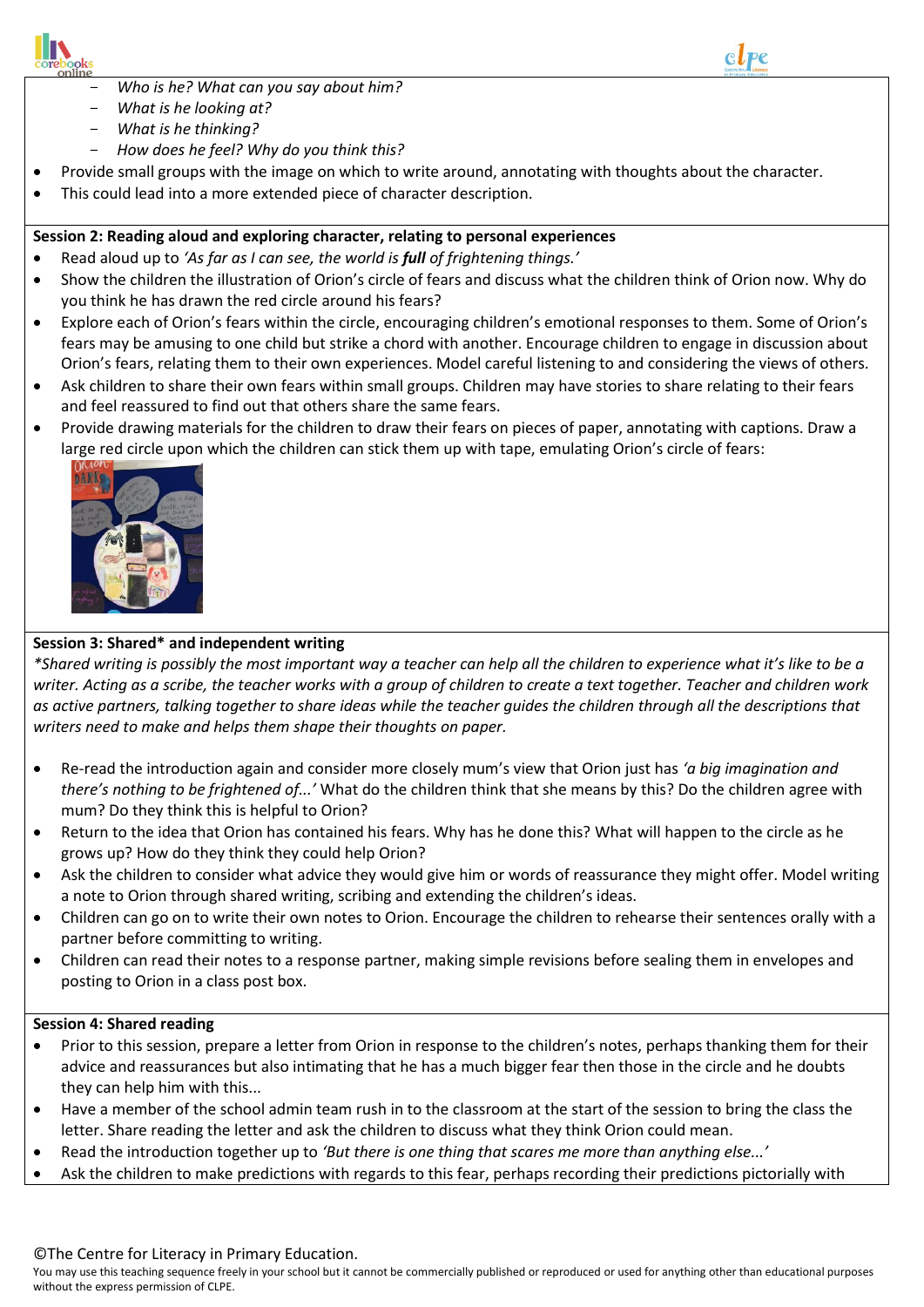- *Who is he? What can you say about him?*
- *What is he looking at?*
- *What is he thinking?*
- *How does he feel? Why do you think this?*

- Provide small groups with the image on which to write around, annotating with thoughts about the character.
- This could lead into a more extended piece of character description.

**Session 2: Reading aloud and exploring character, relating to personal experiences**

- Read aloud up to *'As far as I can see, the world is **full** of frightening things.'*
- Show the children the illustration of Orion's circle of fears and discuss what the children think of Orion now. Why do you think he has drawn the red circle around his fears?
- Explore each of Orion's fears within the circle, encouraging children's emotional responses to them. Some of Orion's fears may be amusing to one child but strike a chord with another. Encourage children to engage in discussion about Orion's fears, relating them to their own experiences. Model careful listening to and considering the views of others.
- Ask children to share their own fears within small groups. Children may have stories to share relating to their fears and feel reassured to find out that others share the same fears.
- Provide drawing materials for the children to draw their fears on pieces of paper, annotating with captions. Draw a large red circle upon which the children can stick them up with tape, emulating Orion's circle of fears:

**Session 3: Shared\* and independent writing**

*\*Shared writing is possibly the most important way a teacher can help all the children to experience what it's like to be a writer. Acting as a scribe, the teacher works with a group of children to create a text together. Teacher and children work as active partners, talking together to share ideas while the teacher guides the children through all the descriptions that writers need to make and helps them shape their thoughts on paper.*

- Re-read the introduction again and consider more closely mum's view that Orion just has *'a big imagination and there's nothing to be frightened of...'* What do the children think that she means by this? Do the children agree with mum? Do they think this is helpful to Orion?
- Return to the idea that Orion has contained his fears. Why has he done this? What will happen to the circle as he grows up? How do they think they could help Orion?
- Ask the children to consider what advice they would give him or words of reassurance they might offer. Model writing a note to Orion through shared writing, scribing and extending the children's ideas.
- Children can go on to write their own notes to Orion. Encourage the children to rehearse their sentences orally with a partner before committing to writing.
- Children can read their notes to a response partner, making simple revisions before sealing them in envelopes and posting to Orion in a class post box.

**Session 4: Shared reading**

- Prior to this session, prepare a letter from Orion in response to the children's notes, perhaps thanking them for their advice and reassurances but also intimating that he has a much bigger fear then those in the circle and he doubts they can help him with this...
- Have a member of the school admin team rush in to the classroom at the start of the session to bring the class the letter. Share reading the letter and ask the children to discuss what they think Orion could mean.
- Read the introduction together up to *'But there is one thing that scares me more than anything else...'*
- Ask the children to make predictions with regards to this fear, perhaps recording their predictions pictorially with

©The Centre for Literacy in Primary Education.
You may use this teaching sequence freely in your school but it cannot be commercially published or reproduced or used for anything other than educational purposes without the express permission of CLPE.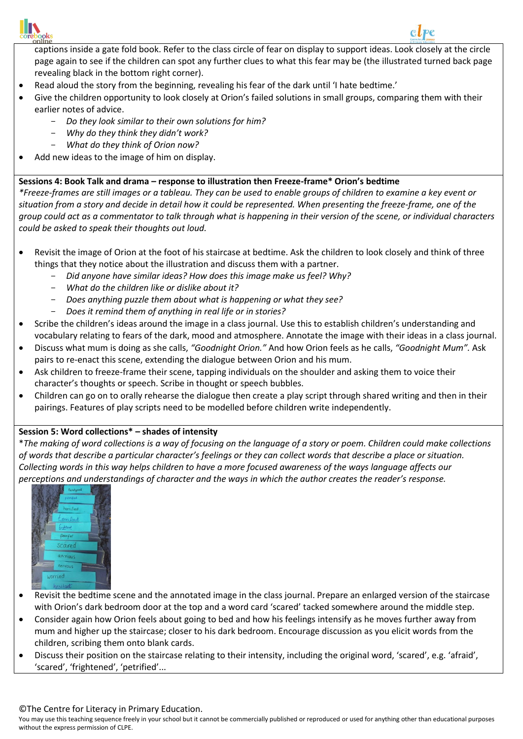captions inside a gate fold book. Refer to the class circle of fear on display to support ideas. Look closely at the circle page again to see if the children can spot any further clues to what this fear may be (the illustrated turned back page revealing black in the bottom right corner).

- Read aloud the story from the beginning, revealing his fear of the dark until 'I hate bedtime.'
- Give the children opportunity to look closely at Orion's failed solutions in small groups, comparing them with their earlier notes of advice.
  - *Do they look similar to their own solutions for him?*
  - *Why do they think they didn't work?*
  - *What do they think of Orion now?*
- Add new ideas to the image of him on display.

**Sessions 4: Book Talk and drama – response to illustration then Freeze-frame* Orion's bedtime**

**Freeze-frames are still images or a tableau. They can be used to enable groups of children to examine a key event or situation from a story and decide in detail how it could be represented. When presenting the freeze-frame, one of the group could act as a commentator to talk through what is happening in their version of the scene, or individual characters could be asked to speak their thoughts out loud.*

- Revisit the image of Orion at the foot of his staircase at bedtime. Ask the children to look closely and think of three things that they notice about the illustration and discuss them with a partner.
  - *Did anyone have similar ideas? How does this image make us feel? Why?*
  - *What do the children like or dislike about it?*
  - *Does anything puzzle them about what is happening or what they see?*
  - *Does it remind them of anything in real life or in stories?*
- Scribe the children's ideas around the image in a class journal. Use this to establish children's understanding and vocabulary relating to fears of the dark, mood and atmosphere. Annotate the image with their ideas in a class journal.
- Discuss what mum is doing as she calls, *"Goodnight Orion."* And how Orion feels as he calls, *"Goodnight Mum".* Ask pairs to re-enact this scene, extending the dialogue between Orion and his mum.
- Ask children to freeze-frame their scene, tapping individuals on the shoulder and asking them to voice their character's thoughts or speech. Scribe in thought or speech bubbles.
- Children can go on to orally rehearse the dialogue then create a play script through shared writing and then in their pairings. Features of play scripts need to be modelled before children write independently.

**Session 5: Word collections* – shades of intensity**

**The making of word collections is a way of focusing on the language of a story or poem. Children could make collections of words that describe a particular character's feelings or they can collect words that describe a place or situation. Collecting words in this way helps children to have a more focused awareness of the ways language affects our perceptions and understandings of character and the ways in which the author creates the reader's response.*

- Revisit the bedtime scene and the annotated image in the class journal. Prepare an enlarged version of the staircase with Orion's dark bedroom door at the top and a word card 'scared' tacked somewhere around the middle step.
- Consider again how Orion feels about going to bed and how his feelings intensify as he moves further away from mum and higher up the staircase; closer to his dark bedroom. Encourage discussion as you elicit words from the children, scribing them onto blank cards.
- Discuss their position on the staircase relating to their intensity, including the original word, 'scared', e.g. 'afraid', 'scared', 'frightened', 'petrified'...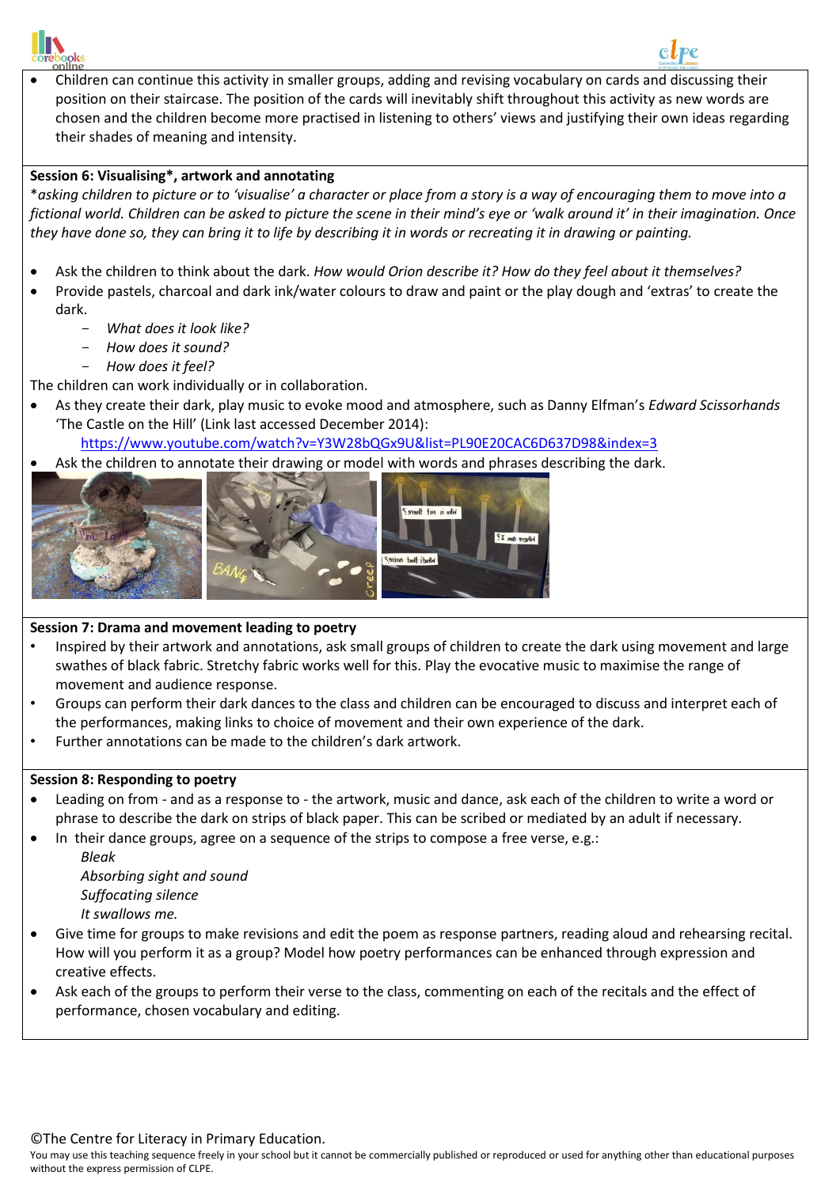- Children can continue this activity in smaller groups, adding and revising vocabulary on cards and discussing their position on their staircase. The position of the cards will inevitably shift throughout this activity as new words are chosen and the children become more practised in listening to others' views and justifying their own ideas regarding their shades of meaning and intensity.

**Session 6: Visualising*, artwork and annotating**

**asking children to picture or to 'visualise' a character or place from a story is a way of encouraging them to move into a fictional world. Children can be asked to picture the scene in their mind's eye or 'walk around it' in their imagination. Once they have done so, they can bring it to life by describing it in words or recreating it in drawing or painting.*

- Ask the children to think about the dark. *How would Orion describe it? How do they feel about it themselves?*
- Provide pastels, charcoal and dark ink/water colours to draw and paint or the play dough and 'extras' to create the dark.
  - *What does it look like?*
  - *How does it sound?*
  - *How does it feel?*

The children can work individually or in collaboration.

- As they create their dark, play music to evoke mood and atmosphere, such as Danny Elfman's *Edward Scissorhands* 'The Castle on the Hill' (Link last accessed December 2014):
  https://www.youtube.com/watch?v=Y3W28bQGx9U&list=PL90E20CAC6D637D98&index=3
- Ask the children to annotate their drawing or model with words and phrases describing the dark.

**Session 7: Drama and movement leading to poetry**

- Inspired by their artwork and annotations, ask small groups of children to create the dark using movement and large swathes of black fabric. Stretchy fabric works well for this. Play the evocative music to maximise the range of movement and audience response.
- Groups can perform their dark dances to the class and children can be encouraged to discuss and interpret each of the performances, making links to choice of movement and their own experience of the dark.
- Further annotations can be made to the children's dark artwork.

**Session 8: Responding to poetry**

- Leading on from - and as a response to - the artwork, music and dance, ask each of the children to write a word or phrase to describe the dark on strips of black paper. This can be scribed or mediated by an adult if necessary.
- In their dance groups, agree on a sequence of the strips to compose a free verse, e.g.:

  *Bleak*
  *Absorbing sight and sound*
  *Suffocating silence*
  *It swallows me.*

- Give time for groups to make revisions and edit the poem as response partners, reading aloud and rehearsing recital. How will you perform it as a group? Model how poetry performances can be enhanced through expression and creative effects.
- Ask each of the groups to perform their verse to the class, commenting on each of the recitals and the effect of performance, chosen vocabulary and editing.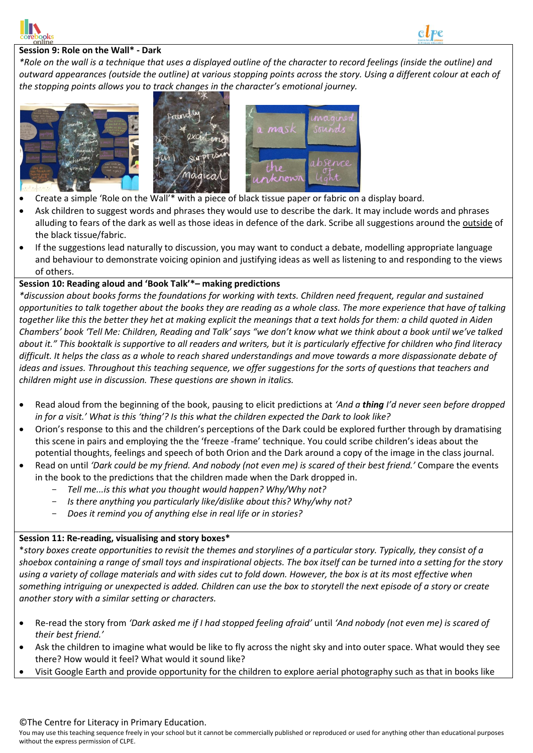**Session 9: Role on the Wall* - Dark**

*\*Role on the wall is a technique that uses a displayed outline of the character to record feelings (inside the outline) and outward appearances (outside the outline) at various stopping points across the story. Using a different colour at each of the stopping points allows you to track changes in the character's emotional journey.*

- Create a simple 'Role on the Wall'* with a piece of black tissue paper or fabric on a display board.
- Ask children to suggest words and phrases they would use to describe the dark. It may include words and phrases alluding to fears of the dark as well as those ideas in defence of the dark. Scribe all suggestions around the <u>outside</u> of the black tissue/fabric.
- If the suggestions lead naturally to discussion, you may want to conduct a debate, modelling appropriate language and behaviour to demonstrate voicing opinion and justifying ideas as well as listening to and responding to the views of others.

**Session 10: Reading aloud and 'Book Talk'*– making predictions**

*\*discussion about books forms the foundations for working with texts. Children need frequent, regular and sustained opportunities to talk together about the books they are reading as a whole class. The more experience that have of talking together like this the better they het at making explicit the meanings that a text holds for them: a child quoted in Aiden Chambers' book 'Tell Me: Children, Reading and Talk' says "we don't know what we think about a book until we've talked about it." This booktalk is supportive to all readers and writers, but it is particularly effective for children who find literacy difficult. It helps the class as a whole to reach shared understandings and move towards a more dispassionate debate of ideas and issues. Throughout this teaching sequence, we offer suggestions for the sorts of questions that teachers and children might use in discussion. These questions are shown in italics.*

- Read aloud from the beginning of the book, pausing to elicit predictions at *'And a **thing** I'd never seen before dropped in for a visit.' What is this 'thing'? Is this what the children expected the Dark to look like?*
- Orion's response to this and the children's perceptions of the Dark could be explored further through by dramatising this scene in pairs and employing the the 'freeze -frame' technique. You could scribe children's ideas about the potential thoughts, feelings and speech of both Orion and the Dark around a copy of the image in the class journal.
- Read on until *'Dark could be my friend. And nobody (not even me) is scared of their best friend.'* Compare the events in the book to the predictions that the children made when the Dark dropped in.
  - *Tell me...is this what you thought would happen? Why/Why not?*
  - *Is there anything you particularly like/dislike about this? Why/why not?*
  - *Does it remind you of anything else in real life or in stories?*

**Session 11: Re-reading, visualising and story boxes***

\**story boxes create opportunities to revisit the themes and storylines of a particular story. Typically, they consist of a shoebox containing a range of small toys and inspirational objects. The box itself can be turned into a setting for the story using a variety of collage materials and with sides cut to fold down. However, the box is at its most effective when something intriguing or unexpected is added. Children can use the box to storytell the next episode of a story or create another story with a similar setting or characters.*

- Re-read the story from *'Dark asked me if I had stopped feeling afraid'* until *'And nobody (not even me) is scared of their best friend.'*
- Ask the children to imagine what would be like to fly across the night sky and into outer space. What would they see there? How would it feel? What would it sound like?
- Visit Google Earth and provide opportunity for the children to explore aerial photography such as that in books like

©The Centre for Literacy in Primary Education.
You may use this teaching sequence freely in your school but it cannot be commercially published or reproduced or used for anything other than educational purposes without the express permission of CLPE.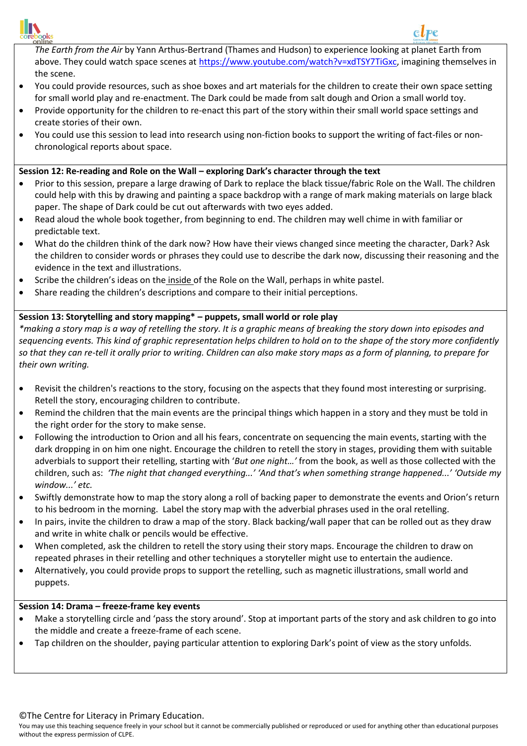*The Earth from the Air* by Yann Arthus-Bertrand (Thames and Hudson) to experience looking at planet Earth from above. They could watch space scenes at https://www.youtube.com/watch?v=xdTSY7TiGxc, imagining themselves in the scene.

- You could provide resources, such as shoe boxes and art materials for the children to create their own space setting for small world play and re-enactment. The Dark could be made from salt dough and Orion a small world toy.
- Provide opportunity for the children to re-enact this part of the story within their small world space settings and create stories of their own.
- You could use this session to lead into research using non-fiction books to support the writing of fact-files or non-chronological reports about space.

**Session 12: Re-reading and Role on the Wall – exploring Dark's character through the text**

- Prior to this session, prepare a large drawing of Dark to replace the black tissue/fabric Role on the Wall. The children could help with this by drawing and painting a space backdrop with a range of mark making materials on large black paper. The shape of Dark could be cut out afterwards with two eyes added.
- Read aloud the whole book together, from beginning to end. The children may well chime in with familiar or predictable text.
- What do the children think of the dark now? How have their views changed since meeting the character, Dark? Ask the children to consider words or phrases they could use to describe the dark now, discussing their reasoning and the evidence in the text and illustrations.
- Scribe the children's ideas on the inside of the Role on the Wall, perhaps in white pastel.
- Share reading the children's descriptions and compare to their initial perceptions.

**Session 13: Storytelling and story mapping* – puppets, small world or role play**

*\*making a story map is a way of retelling the story. It is a graphic means of breaking the story down into episodes and sequencing events. This kind of graphic representation helps children to hold on to the shape of the story more confidently so that they can re-tell it orally prior to writing. Children can also make story maps as a form of planning, to prepare for their own writing.*

- Revisit the children's reactions to the story, focusing on the aspects that they found most interesting or surprising. Retell the story, encouraging children to contribute.
- Remind the children that the main events are the principal things which happen in a story and they must be told in the right order for the story to make sense.
- Following the introduction to Orion and all his fears, concentrate on sequencing the main events, starting with the dark dropping in on him one night. Encourage the children to retell the story in stages, providing them with suitable adverbials to support their retelling, starting with '*But one night…*' from the book, as well as those collected with the children, such as: *'The night that changed everything...' 'And that's when something strange happened...' 'Outside my window...' etc.*
- Swiftly demonstrate how to map the story along a roll of backing paper to demonstrate the events and Orion's return to his bedroom in the morning. Label the story map with the adverbial phrases used in the oral retelling.
- In pairs, invite the children to draw a map of the story. Black backing/wall paper that can be rolled out as they draw and write in white chalk or pencils would be effective.
- When completed, ask the children to retell the story using their story maps. Encourage the children to draw on repeated phrases in their retelling and other techniques a storyteller might use to entertain the audience.
- Alternatively, you could provide props to support the retelling, such as magnetic illustrations, small world and puppets.

**Session 14: Drama – freeze-frame key events**

- Make a storytelling circle and 'pass the story around'. Stop at important parts of the story and ask children to go into the middle and create a freeze-frame of each scene.
- Tap children on the shoulder, paying particular attention to exploring Dark's point of view as the story unfolds.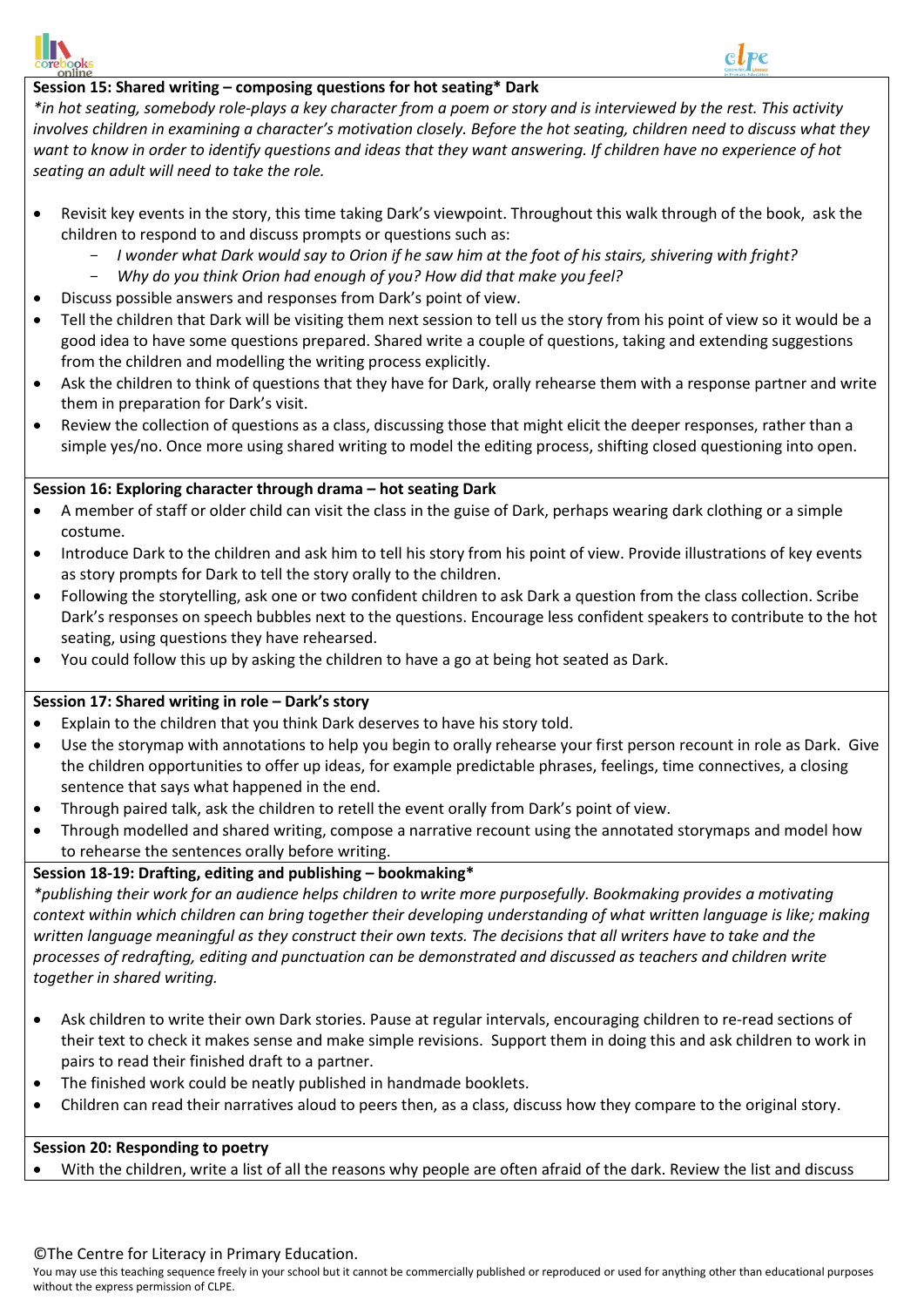**Session 15: Shared writing – composing questions for hot seating* Dark**

*\*in hot seating, somebody role-plays a key character from a poem or story and is interviewed by the rest. This activity involves children in examining a character's motivation closely. Before the hot seating, children need to discuss what they want to know in order to identify questions and ideas that they want answering. If children have no experience of hot seating an adult will need to take the role.*

- Revisit key events in the story, this time taking Dark's viewpoint. Throughout this walk through of the book, ask the children to respond to and discuss prompts or questions such as:
  - *I wonder what Dark would say to Orion if he saw him at the foot of his stairs, shivering with fright?*
  - *Why do you think Orion had enough of you? How did that make you feel?*
- Discuss possible answers and responses from Dark's point of view.
- Tell the children that Dark will be visiting them next session to tell us the story from his point of view so it would be a good idea to have some questions prepared. Shared write a couple of questions, taking and extending suggestions from the children and modelling the writing process explicitly.
- Ask the children to think of questions that they have for Dark, orally rehearse them with a response partner and write them in preparation for Dark's visit.
- Review the collection of questions as a class, discussing those that might elicit the deeper responses, rather than a simple yes/no. Once more using shared writing to model the editing process, shifting closed questioning into open.

**Session 16: Exploring character through drama – hot seating Dark**

- A member of staff or older child can visit the class in the guise of Dark, perhaps wearing dark clothing or a simple costume.
- Introduce Dark to the children and ask him to tell his story from his point of view. Provide illustrations of key events as story prompts for Dark to tell the story orally to the children.
- Following the storytelling, ask one or two confident children to ask Dark a question from the class collection. Scribe Dark's responses on speech bubbles next to the questions. Encourage less confident speakers to contribute to the hot seating, using questions they have rehearsed.
- You could follow this up by asking the children to have a go at being hot seated as Dark.

**Session 17: Shared writing in role – Dark's story**

- Explain to the children that you think Dark deserves to have his story told.
- Use the storymap with annotations to help you begin to orally rehearse your first person recount in role as Dark. Give the children opportunities to offer up ideas, for example predictable phrases, feelings, time connectives, a closing sentence that says what happened in the end.
- Through paired talk, ask the children to retell the event orally from Dark's point of view.
- Through modelled and shared writing, compose a narrative recount using the annotated storymaps and model how to rehearse the sentences orally before writing.

**Session 18-19: Drafting, editing and publishing – bookmaking***

*\*publishing their work for an audience helps children to write more purposefully. Bookmaking provides a motivating context within which children can bring together their developing understanding of what written language is like; making written language meaningful as they construct their own texts. The decisions that all writers have to take and the processes of redrafting, editing and punctuation can be demonstrated and discussed as teachers and children write together in shared writing.*

- Ask children to write their own Dark stories. Pause at regular intervals, encouraging children to re-read sections of their text to check it makes sense and make simple revisions. Support them in doing this and ask children to work in pairs to read their finished draft to a partner.
- The finished work could be neatly published in handmade booklets.
- Children can read their narratives aloud to peers then, as a class, discuss how they compare to the original story.

**Session 20: Responding to poetry**

- With the children, write a list of all the reasons why people are often afraid of the dark. Review the list and discuss

©The Centre for Literacy in Primary Education.
You may use this teaching sequence freely in your school but it cannot be commercially published or reproduced or used for anything other than educational purposes without the express permission of CLPE.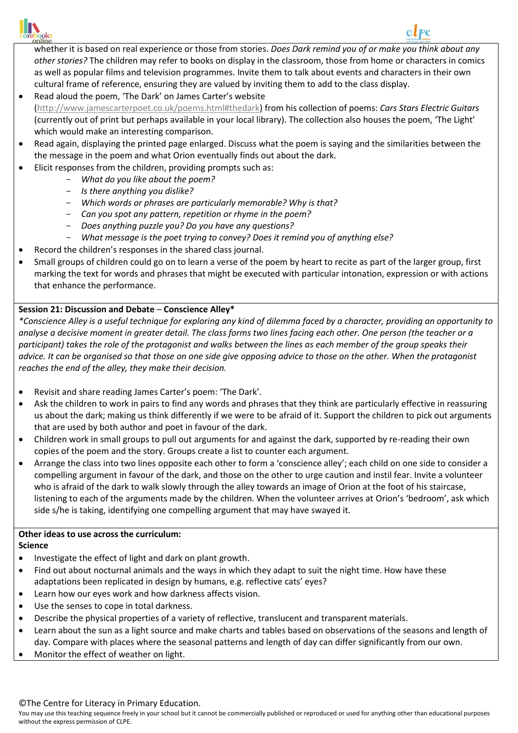whether it is based on real experience or those from stories. *Does Dark remind you of or make you think about any other stories?* The children may refer to books on display in the classroom, those from home or characters in comics as well as popular films and television programmes. Invite them to talk about events and characters in their own cultural frame of reference, ensuring they are valued by inviting them to add to the class display.

- Read aloud the poem, 'The Dark' on James Carter's website (http://www.jamescarterpoet.co.uk/poems.html#thedark) from his collection of poems: *Cars Stars Electric Guitars* (currently out of print but perhaps available in your local library). The collection also houses the poem, 'The Light' which would make an interesting comparison.
- Read again, displaying the printed page enlarged. Discuss what the poem is saying and the similarities between the the message in the poem and what Orion eventually finds out about the dark.
- Elicit responses from the children, providing prompts such as:
  - *What do you like about the poem?*
  - *Is there anything you dislike?*
  - *Which words or phrases are particularly memorable? Why is that?*
  - *Can you spot any pattern, repetition or rhyme in the poem?*
  - *Does anything puzzle you? Do you have any questions?*
  - *What message is the poet trying to convey? Does it remind you of anything else?*
- Record the children's responses in the shared class journal.
- Small groups of children could go on to learn a verse of the poem by heart to recite as part of the larger group, first marking the text for words and phrases that might be executed with particular intonation, expression or with actions that enhance the performance.

**Session 21: Discussion and Debate – Conscience Alley***

*\*Conscience Alley is a useful technique for exploring any kind of dilemma faced by a character, providing an opportunity to analyse a decisive moment in greater detail. The class forms two lines facing each other. One person (the teacher or a participant) takes the role of the protagonist and walks between the lines as each member of the group speaks their advice. It can be organised so that those on one side give opposing advice to those on the other. When the protagonist reaches the end of the alley, they make their decision.*

- Revisit and share reading James Carter's poem: 'The Dark'.
- Ask the children to work in pairs to find any words and phrases that they think are particularly effective in reassuring us about the dark; making us think differently if we were to be afraid of it. Support the children to pick out arguments that are used by both author and poet in favour of the dark.
- Children work in small groups to pull out arguments for and against the dark, supported by re-reading their own copies of the poem and the story. Groups create a list to counter each argument.
- Arrange the class into two lines opposite each other to form a 'conscience alley'; each child on one side to consider a compelling argument in favour of the dark, and those on the other to urge caution and instil fear. Invite a volunteer who is afraid of the dark to walk slowly through the alley towards an image of Orion at the foot of his staircase, listening to each of the arguments made by the children. When the volunteer arrives at Orion's 'bedroom', ask which side s/he is taking, identifying one compelling argument that may have swayed it.

**Other ideas to use across the curriculum:**

**Science**

- Investigate the effect of light and dark on plant growth.
- Find out about nocturnal animals and the ways in which they adapt to suit the night time. How have these adaptations been replicated in design by humans, e.g. reflective cats' eyes?
- Learn how our eyes work and how darkness affects vision.
- Use the senses to cope in total darkness.
- Describe the physical properties of a variety of reflective, translucent and transparent materials.
- Learn about the sun as a light source and make charts and tables based on observations of the seasons and length of day. Compare with places where the seasonal patterns and length of day can differ significantly from our own.
- Monitor the effect of weather on light.

©The Centre for Literacy in Primary Education.

You may use this teaching sequence freely in your school but it cannot be commercially published or reproduced or used for anything other than educational purposes without the express permission of CLPE.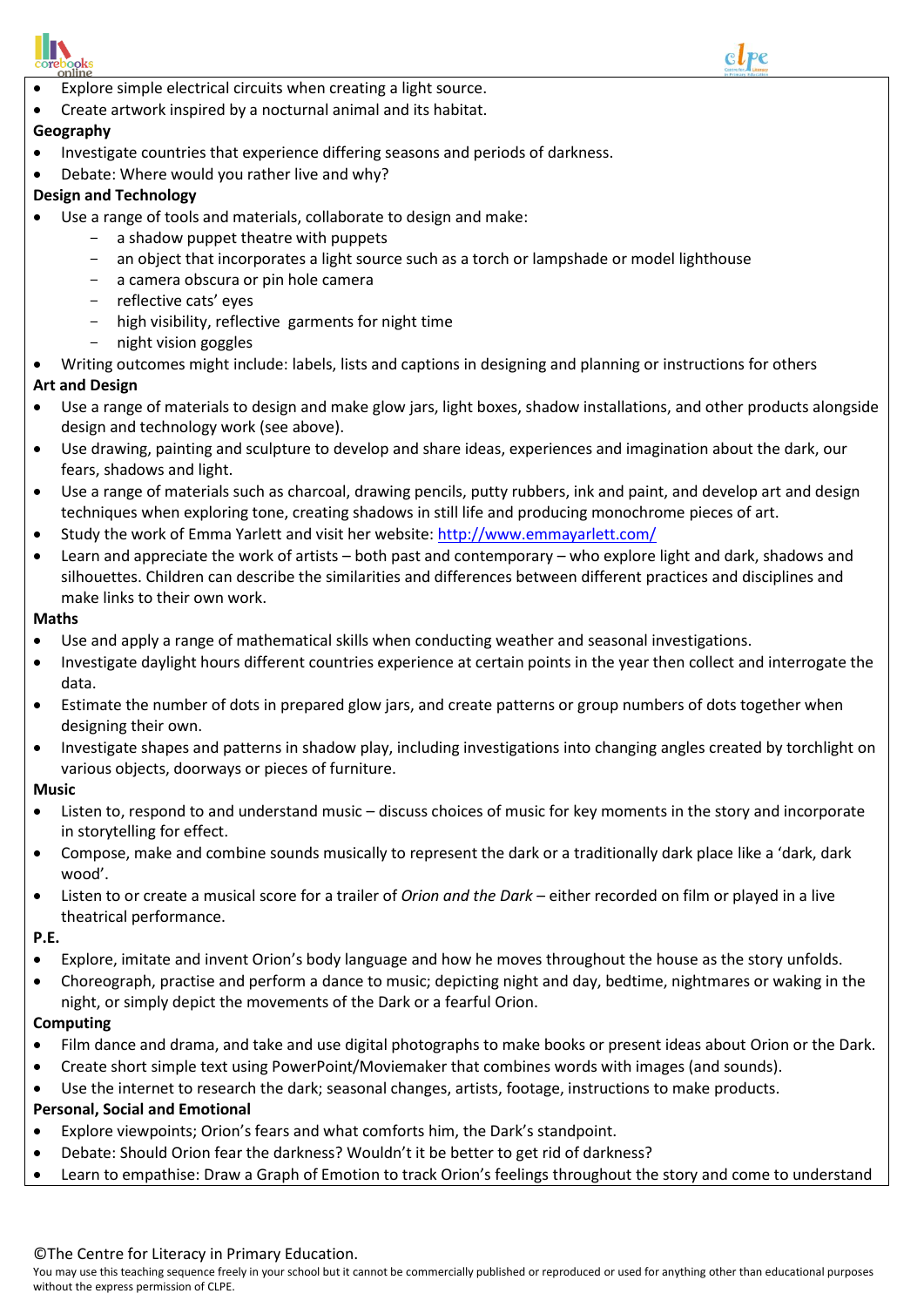- Explore simple electrical circuits when creating a light source.
- Create artwork inspired by a nocturnal animal and its habitat.

**Geography**

- Investigate countries that experience differing seasons and periods of darkness.
- Debate: Where would you rather live and why?

**Design and Technology**

- Use a range of tools and materials, collaborate to design and make:
    - a shadow puppet theatre with puppets
    - an object that incorporates a light source such as a torch or lampshade or model lighthouse
    - a camera obscura or pin hole camera
    - reflective cats' eyes
    - high visibility, reflective garments for night time
    - night vision goggles
- Writing outcomes might include: labels, lists and captions in designing and planning or instructions for others

**Art and Design**

- Use a range of materials to design and make glow jars, light boxes, shadow installations, and other products alongside design and technology work (see above).
- Use drawing, painting and sculpture to develop and share ideas, experiences and imagination about the dark, our fears, shadows and light.
- Use a range of materials such as charcoal, drawing pencils, putty rubbers, ink and paint, and develop art and design techniques when exploring tone, creating shadows in still life and producing monochrome pieces of art.
- Study the work of Emma Yarlett and visit her website: [http://www.emmayarlett.com/](http://www.emmayarlett.com/)
- Learn and appreciate the work of artists – both past and contemporary – who explore light and dark, shadows and silhouettes. Children can describe the similarities and differences between different practices and disciplines and make links to their own work.

**Maths**

- Use and apply a range of mathematical skills when conducting weather and seasonal investigations.
- Investigate daylight hours different countries experience at certain points in the year then collect and interrogate the data.
- Estimate the number of dots in prepared glow jars, and create patterns or group numbers of dots together when designing their own.
- Investigate shapes and patterns in shadow play, including investigations into changing angles created by torchlight on various objects, doorways or pieces of furniture.

**Music**

- Listen to, respond to and understand music – discuss choices of music for key moments in the story and incorporate in storytelling for effect.
- Compose, make and combine sounds musically to represent the dark or a traditionally dark place like a 'dark, dark wood'.
- Listen to or create a musical score for a trailer of *Orion and the Dark* – either recorded on film or played in a live theatrical performance.

**P.E.**

- Explore, imitate and invent Orion's body language and how he moves throughout the house as the story unfolds.
- Choreograph, practise and perform a dance to music; depicting night and day, bedtime, nightmares or waking in the night, or simply depict the movements of the Dark or a fearful Orion.

**Computing**

- Film dance and drama, and take and use digital photographs to make books or present ideas about Orion or the Dark.
- Create short simple text using PowerPoint/Moviemaker that combines words with images (and sounds).
- Use the internet to research the dark; seasonal changes, artists, footage, instructions to make products.

**Personal, Social and Emotional**

- Explore viewpoints; Orion's fears and what comforts him, the Dark's standpoint.
- Debate: Should Orion fear the darkness? Wouldn't it be better to get rid of darkness?
- Learn to empathise: Draw a Graph of Emotion to track Orion's feelings throughout the story and come to understand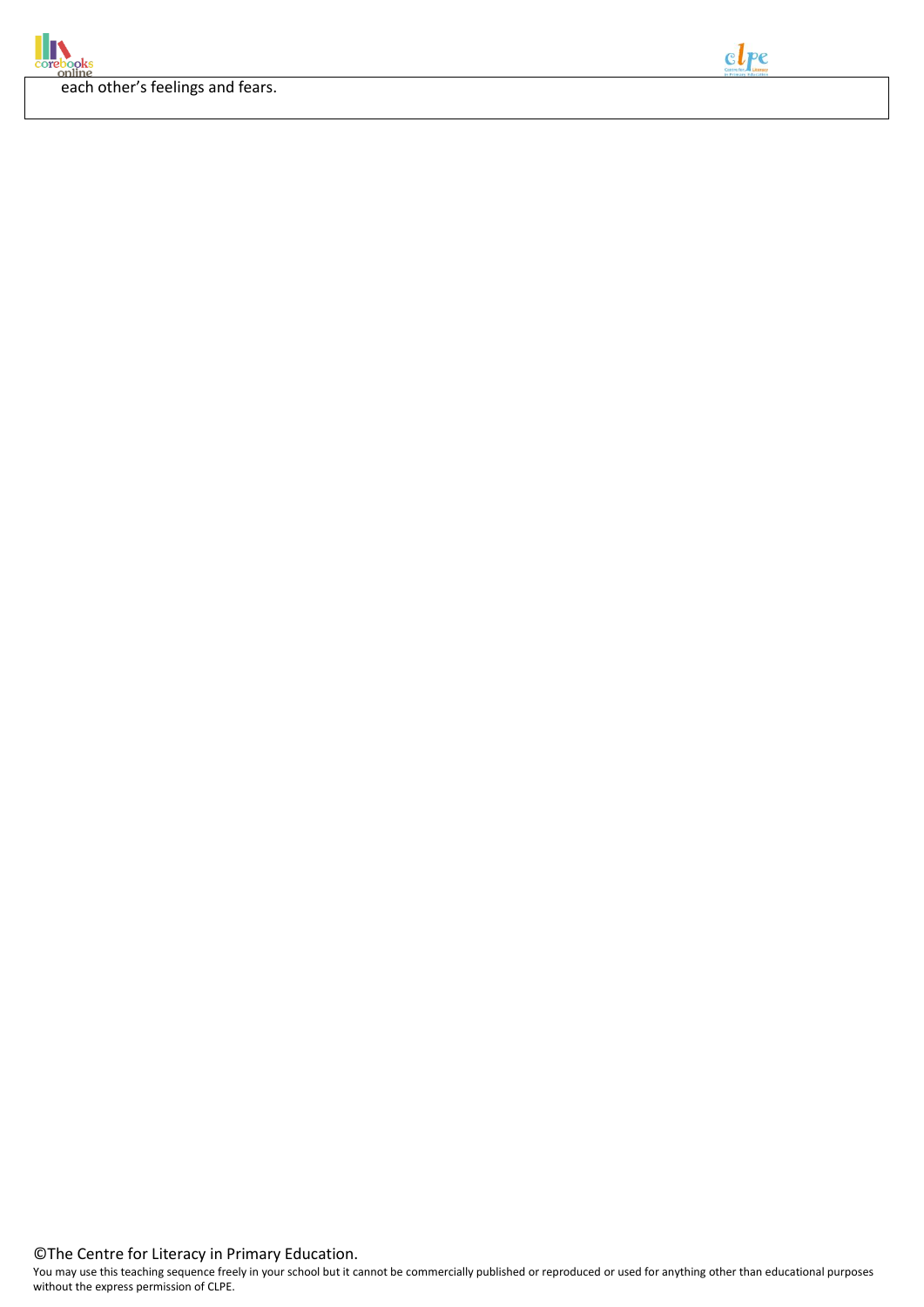each other's feelings and fears.

©The Centre for Literacy in Primary Education.

You may use this teaching sequence freely in your school but it cannot be commercially published or reproduced or used for anything other than educational purposes without the express permission of CLPE.